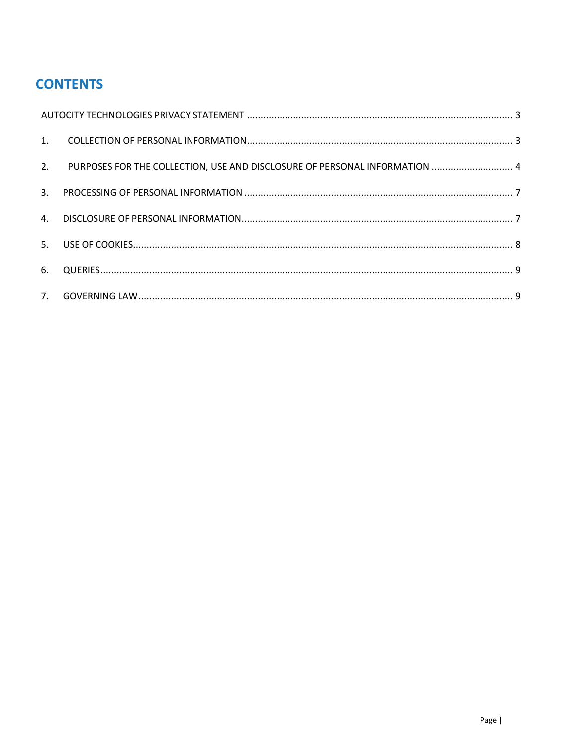## CONTENTS

AUTOCITY TECHNOLOGIES PRIVACY STATEMENT ........................................................................................ 3

1. COLLECTION OF PERSONAL INFORMATION........................................................................................ 3

2. PURPOSES FOR THE COLLECTION, USE AND DISCLOSURE OF PERSONAL INFORMATION ............................. 4

3. PROCESSING OF PERSONAL INFORMATION ........................................................................................ 7

4. DISCLOSURE OF PERSONAL INFORMATION........................................................................................ 7

5. USE OF COOKIES........................................................................................................................ 8

6. QUERIES.................................................................................................................................. 9

7. GOVERNING LAW........................................................................................................................ 9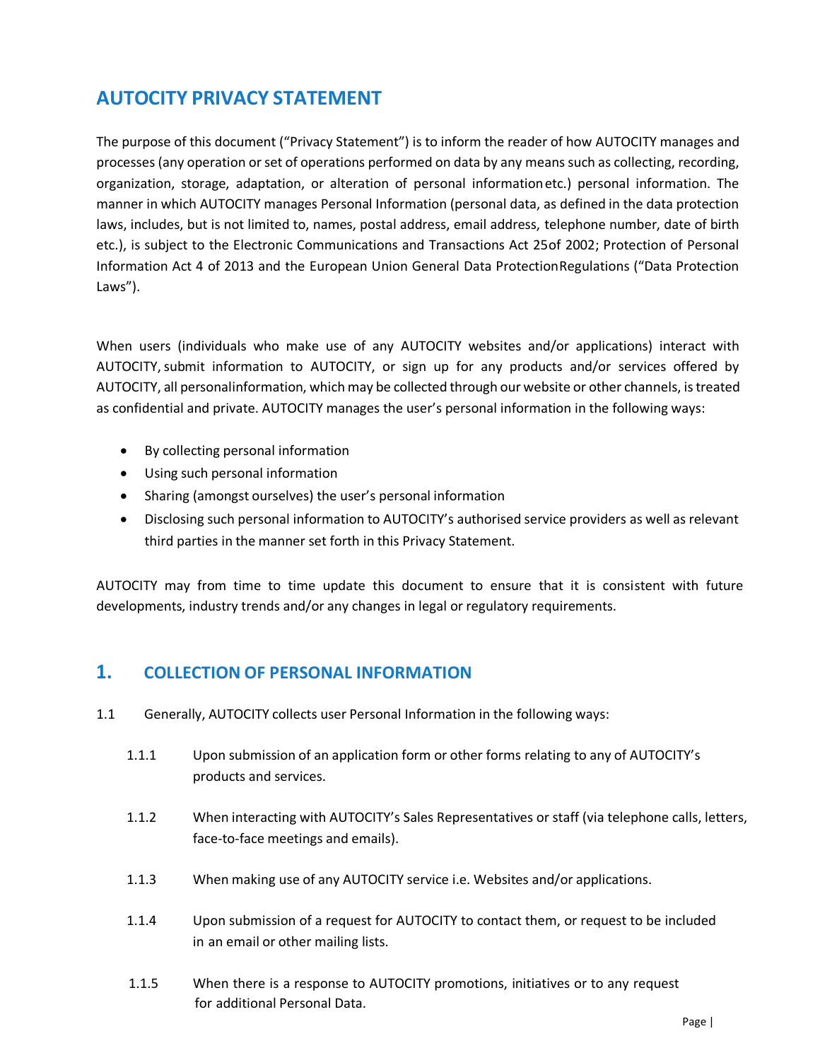# AUTOCITY PRIVACY STATEMENT

The purpose of this document ("Privacy Statement") is to inform the reader of how AUTOCITY manages and processes (any operation or set of operations performed on data by any means such as collecting, recording, organization, storage, adaptation, or alteration of personal information etc.) personal information. The manner in which AUTOCITY manages Personal Information (personal data, as defined in the data protection laws, includes, but is not limited to, names, postal address, email address, telephone number, date of birth etc.), is subject to the Electronic Communications and Transactions Act 25 of 2002; Protection of Personal Information Act 4 of 2013 and the European Union General Data Protection Regulations ("Data Protection Laws").

When users (individuals who make use of any AUTOCITY websites and/or applications) interact with AUTOCITY, submit information to AUTOCITY, or sign up for any products and/or services offered by AUTOCITY, all personal information, which may be collected through our website or other channels, is treated as confidential and private. AUTOCITY manages the user's personal information in the following ways:

- By collecting personal information
- Using such personal information
- Sharing (amongst ourselves) the user's personal information
- Disclosing such personal information to AUTOCITY's authorised service providers as well as relevant third parties in the manner set forth in this Privacy Statement.

AUTOCITY may from time to time update this document to ensure that it is consistent with future developments, industry trends and/or any changes in legal or regulatory requirements.

## 1. COLLECTION OF PERSONAL INFORMATION

1.1 Generally, AUTOCITY collects user Personal Information in the following ways:

1.1.1 Upon submission of an application form or other forms relating to any of AUTOCITY's products and services.

1.1.2 When interacting with AUTOCITY's Sales Representatives or staff (via telephone calls, letters, face-to-face meetings and emails).

1.1.3 When making use of any AUTOCITY service i.e. Websites and/or applications.

1.1.4 Upon submission of a request for AUTOCITY to contact them, or request to be included in an email or other mailing lists.

1.1.5 When there is a response to AUTOCITY promotions, initiatives or to any request for additional Personal Data.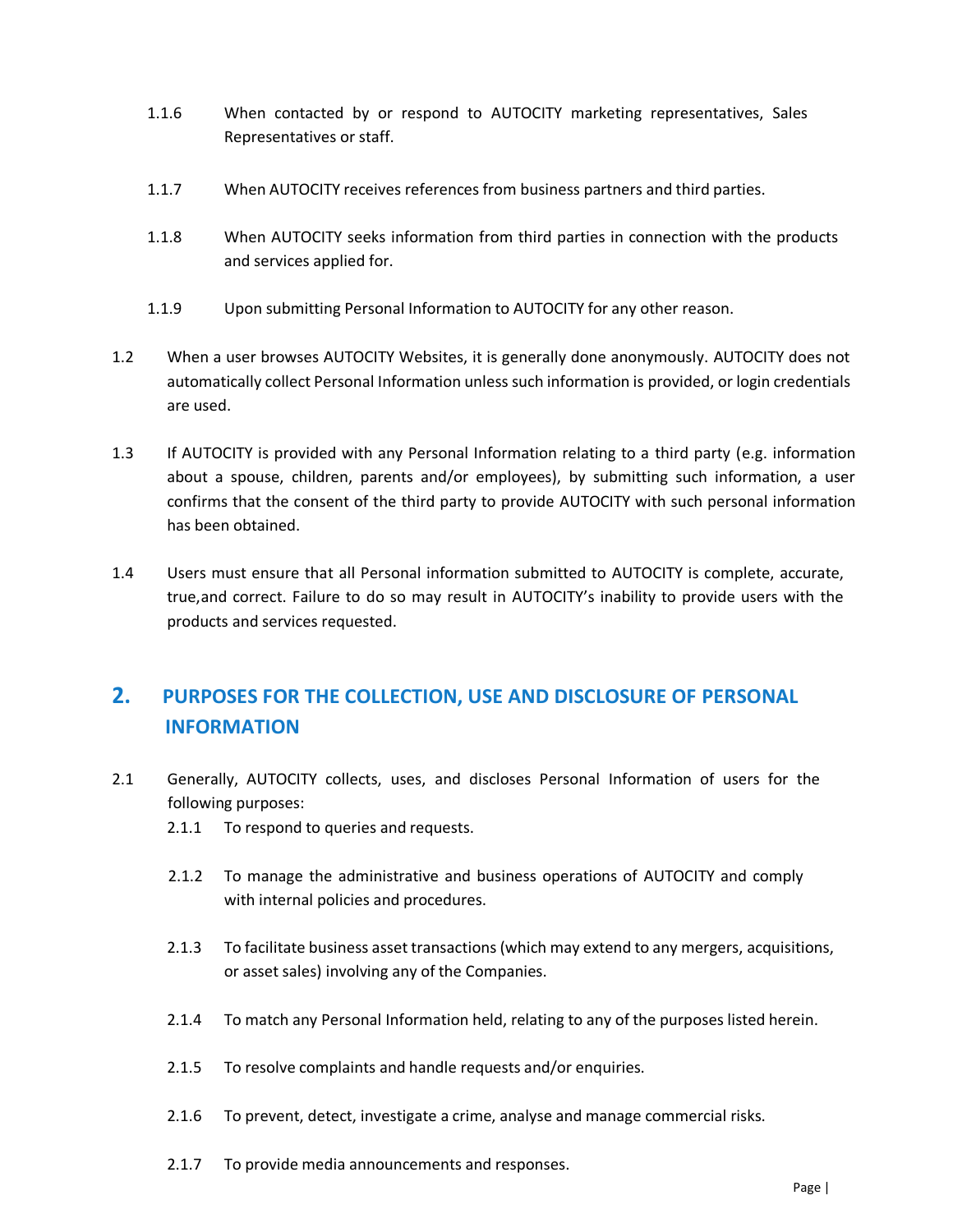1.1.6 When contacted by or respond to AUTOCITY marketing representatives, Sales Representatives or staff.

1.1.7 When AUTOCITY receives references from business partners and third parties.

1.1.8 When AUTOCITY seeks information from third parties in connection with the products and services applied for.

1.1.9 Upon submitting Personal Information to AUTOCITY for any other reason.

1.2 When a user browses AUTOCITY Websites, it is generally done anonymously. AUTOCITY does not automatically collect Personal Information unless such information is provided, or login credentials are used.

1.3 If AUTOCITY is provided with any Personal Information relating to a third party (e.g. information about a spouse, children, parents and/or employees), by submitting such information, a user confirms that the consent of the third party to provide AUTOCITY with such personal information has been obtained.

1.4 Users must ensure that all Personal information submitted to AUTOCITY is complete, accurate, true,and correct. Failure to do so may result in AUTOCITY's inability to provide users with the products and services requested.

## 2. PURPOSES FOR THE COLLECTION, USE AND DISCLOSURE OF PERSONAL INFORMATION

2.1 Generally, AUTOCITY collects, uses, and discloses Personal Information of users for the following purposes:

2.1.1 To respond to queries and requests.

2.1.2 To manage the administrative and business operations of AUTOCITY and comply with internal policies and procedures.

2.1.3 To facilitate business asset transactions (which may extend to any mergers, acquisitions, or asset sales) involving any of the Companies.

2.1.4 To match any Personal Information held, relating to any of the purposes listed herein.

2.1.5 To resolve complaints and handle requests and/or enquiries.

2.1.6 To prevent, detect, investigate a crime, analyse and manage commercial risks.

2.1.7 To provide media announcements and responses.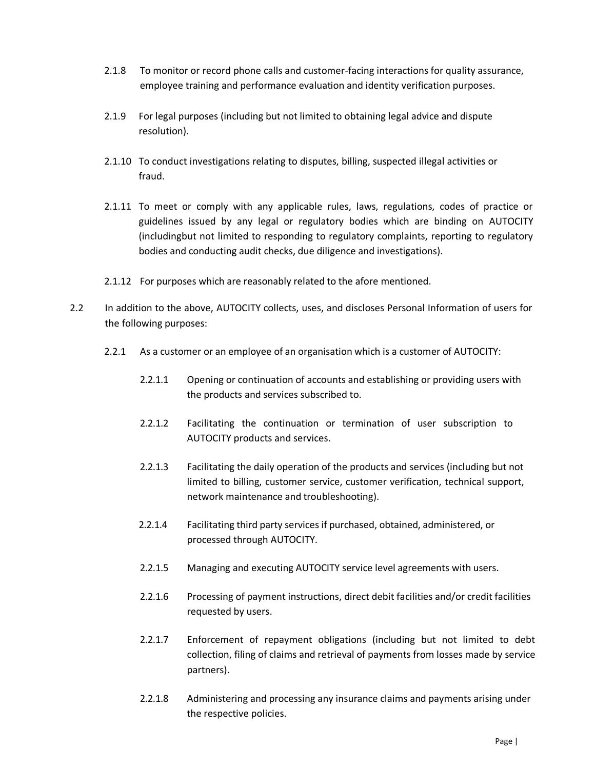2.1.8 To monitor or record phone calls and customer-facing interactions for quality assurance, employee training and performance evaluation and identity verification purposes.

2.1.9 For legal purposes (including but not limited to obtaining legal advice and dispute resolution).

2.1.10 To conduct investigations relating to disputes, billing, suspected illegal activities or fraud.

2.1.11 To meet or comply with any applicable rules, laws, regulations, codes of practice or guidelines issued by any legal or regulatory bodies which are binding on AUTOCITY (includingbut not limited to responding to regulatory complaints, reporting to regulatory bodies and conducting audit checks, due diligence and investigations).

2.1.12 For purposes which are reasonably related to the afore mentioned.

2.2 In addition to the above, AUTOCITY collects, uses, and discloses Personal Information of users for the following purposes:

2.2.1 As a customer or an employee of an organisation which is a customer of AUTOCITY:

2.2.1.1 Opening or continuation of accounts and establishing or providing users with the products and services subscribed to.

2.2.1.2 Facilitating the continuation or termination of user subscription to AUTOCITY products and services.

2.2.1.3 Facilitating the daily operation of the products and services (including but not limited to billing, customer service, customer verification, technical support, network maintenance and troubleshooting).

2.2.1.4 Facilitating third party services if purchased, obtained, administered, or processed through AUTOCITY.

2.2.1.5 Managing and executing AUTOCITY service level agreements with users.

2.2.1.6 Processing of payment instructions, direct debit facilities and/or credit facilities requested by users.

2.2.1.7 Enforcement of repayment obligations (including but not limited to debt collection, filing of claims and retrieval of payments from losses made by service partners).

2.2.1.8 Administering and processing any insurance claims and payments arising under the respective policies.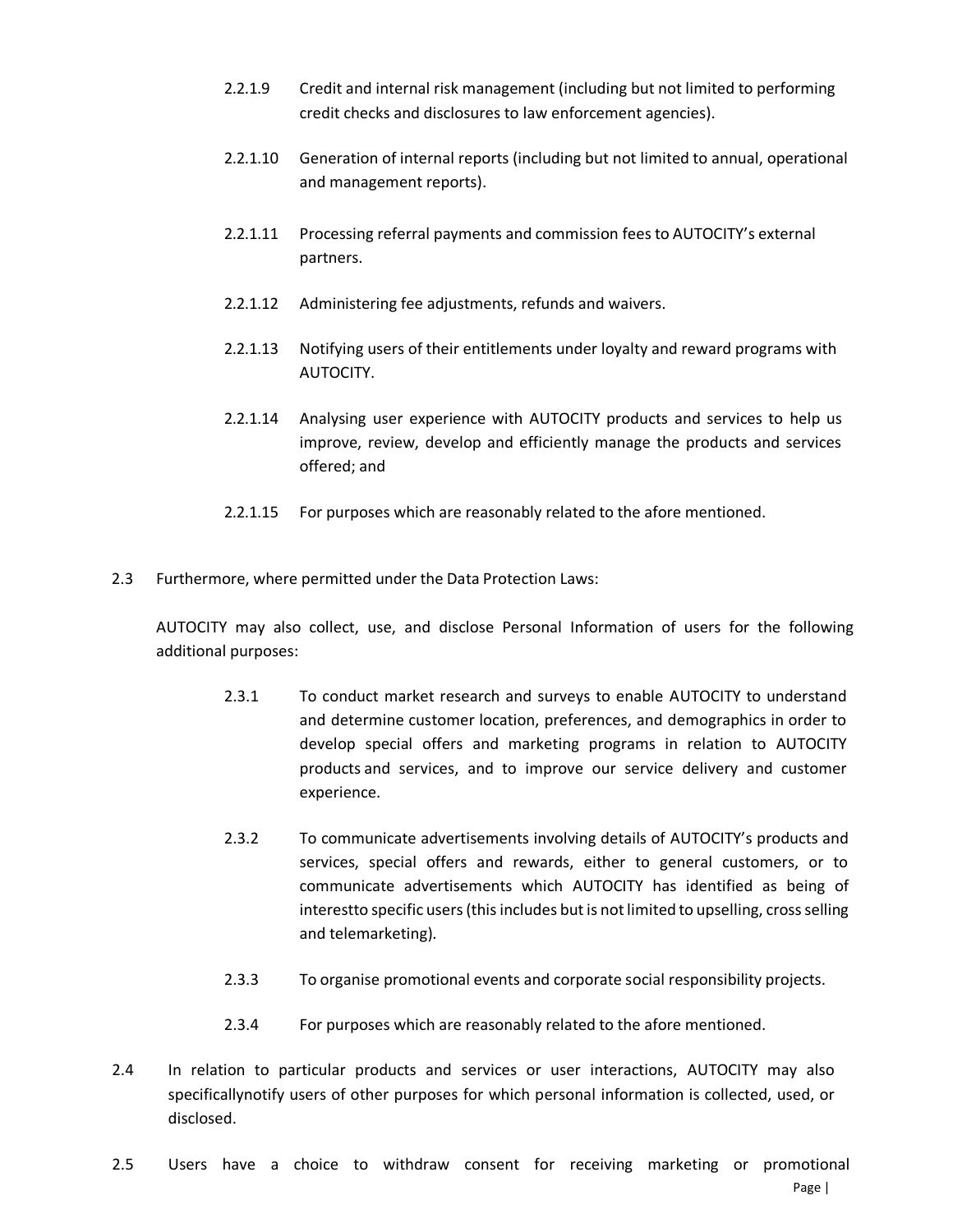2.2.1.9 Credit and internal risk management (including but not limited to performing credit checks and disclosures to law enforcement agencies).

2.2.1.10 Generation of internal reports (including but not limited to annual, operational and management reports).

2.2.1.11 Processing referral payments and commission fees to AUTOCITY's external partners.

2.2.1.12 Administering fee adjustments, refunds and waivers.

2.2.1.13 Notifying users of their entitlements under loyalty and reward programs with AUTOCITY.

2.2.1.14 Analysing user experience with AUTOCITY products and services to help us improve, review, develop and efficiently manage the products and services offered; and

2.2.1.15 For purposes which are reasonably related to the afore mentioned.

2.3 Furthermore, where permitted under the Data Protection Laws:

AUTOCITY may also collect, use, and disclose Personal Information of users for the following additional purposes:

2.3.1 To conduct market research and surveys to enable AUTOCITY to understand and determine customer location, preferences, and demographics in order to develop special offers and marketing programs in relation to AUTOCITY products and services, and to improve our service delivery and customer experience.

2.3.2 To communicate advertisements involving details of AUTOCITY's products and services, special offers and rewards, either to general customers, or to communicate advertisements which AUTOCITY has identified as being of interestto specific users (this includes but is not limited to upselling, cross selling and telemarketing).

2.3.3 To organise promotional events and corporate social responsibility projects.

2.3.4 For purposes which are reasonably related to the afore mentioned.

2.4 In relation to particular products and services or user interactions, AUTOCITY may also specificallynotify users of other purposes for which personal information is collected, used, or disclosed.

2.5 Users have a choice to withdraw consent for receiving marketing or promotional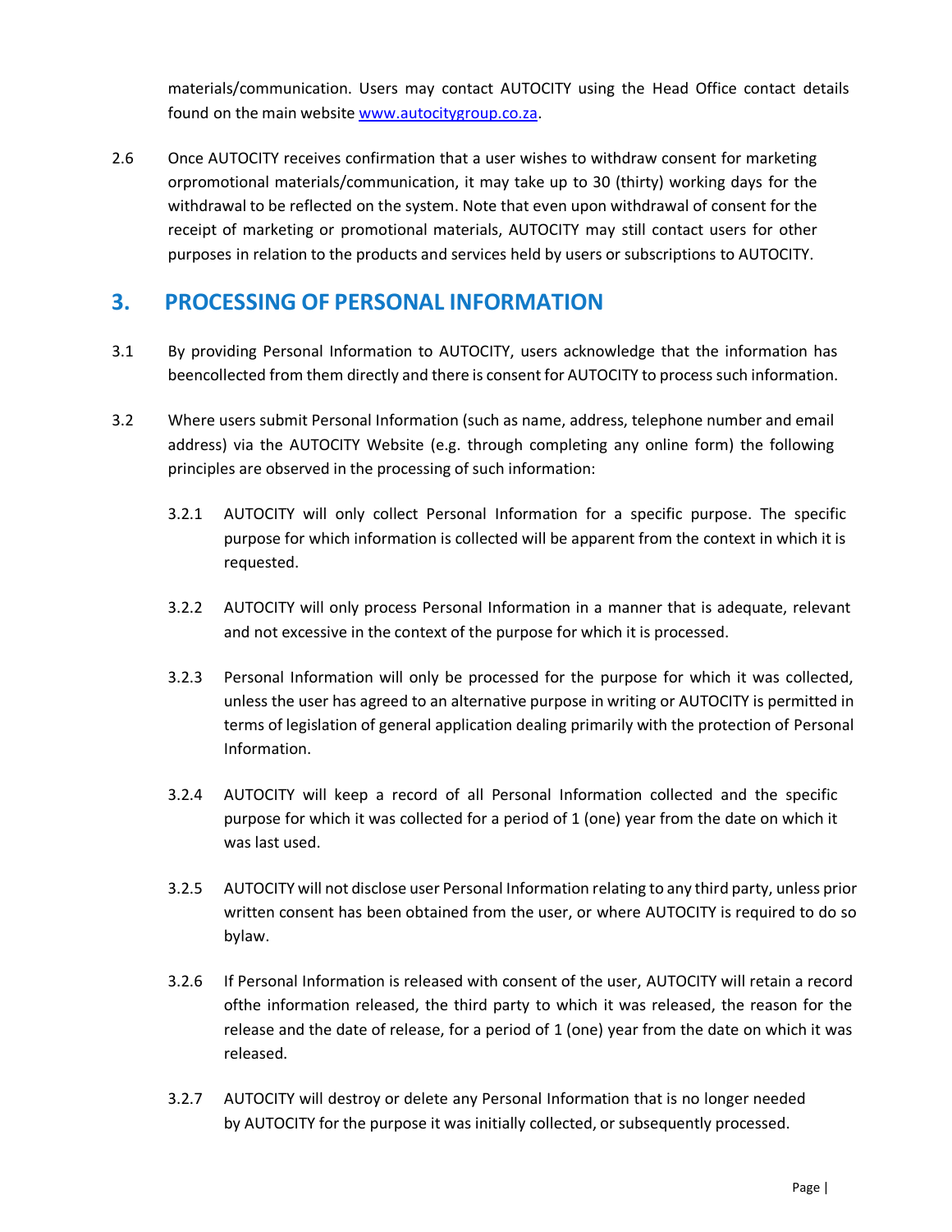materials/communication. Users may contact AUTOCITY using the Head Office contact details found on the main website [www.autocitygroup.co.za](http://www.autocitygroup.co.za).

2.6 Once AUTOCITY receives confirmation that a user wishes to withdraw consent for marketing orpromotional materials/communication, it may take up to 30 (thirty) working days for the withdrawal to be reflected on the system. Note that even upon withdrawal of consent for the receipt of marketing or promotional materials, AUTOCITY may still contact users for other purposes in relation to the products and services held by users or subscriptions to AUTOCITY.

## 3. PROCESSING OF PERSONAL INFORMATION

3.1 By providing Personal Information to AUTOCITY, users acknowledge that the information has beencollected from them directly and there is consent for AUTOCITY to process such information.

3.2 Where users submit Personal Information (such as name, address, telephone number and email address) via the AUTOCITY Website (e.g. through completing any online form) the following principles are observed in the processing of such information:

3.2.1 AUTOCITY will only collect Personal Information for a specific purpose. The specific purpose for which information is collected will be apparent from the context in which it is requested.

3.2.2 AUTOCITY will only process Personal Information in a manner that is adequate, relevant and not excessive in the context of the purpose for which it is processed.

3.2.3 Personal Information will only be processed for the purpose for which it was collected, unless the user has agreed to an alternative purpose in writing or AUTOCITY is permitted in terms of legislation of general application dealing primarily with the protection of Personal Information.

3.2.4 AUTOCITY will keep a record of all Personal Information collected and the specific purpose for which it was collected for a period of 1 (one) year from the date on which it was last used.

3.2.5 AUTOCITY will not disclose user Personal Information relating to any third party, unless prior written consent has been obtained from the user, or where AUTOCITY is required to do so bylaw.

3.2.6 If Personal Information is released with consent of the user, AUTOCITY will retain a record ofthe information released, the third party to which it was released, the reason for the release and the date of release, for a period of 1 (one) year from the date on which it was released.

3.2.7 AUTOCITY will destroy or delete any Personal Information that is no longer needed by AUTOCITY for the purpose it was initially collected, or subsequently processed.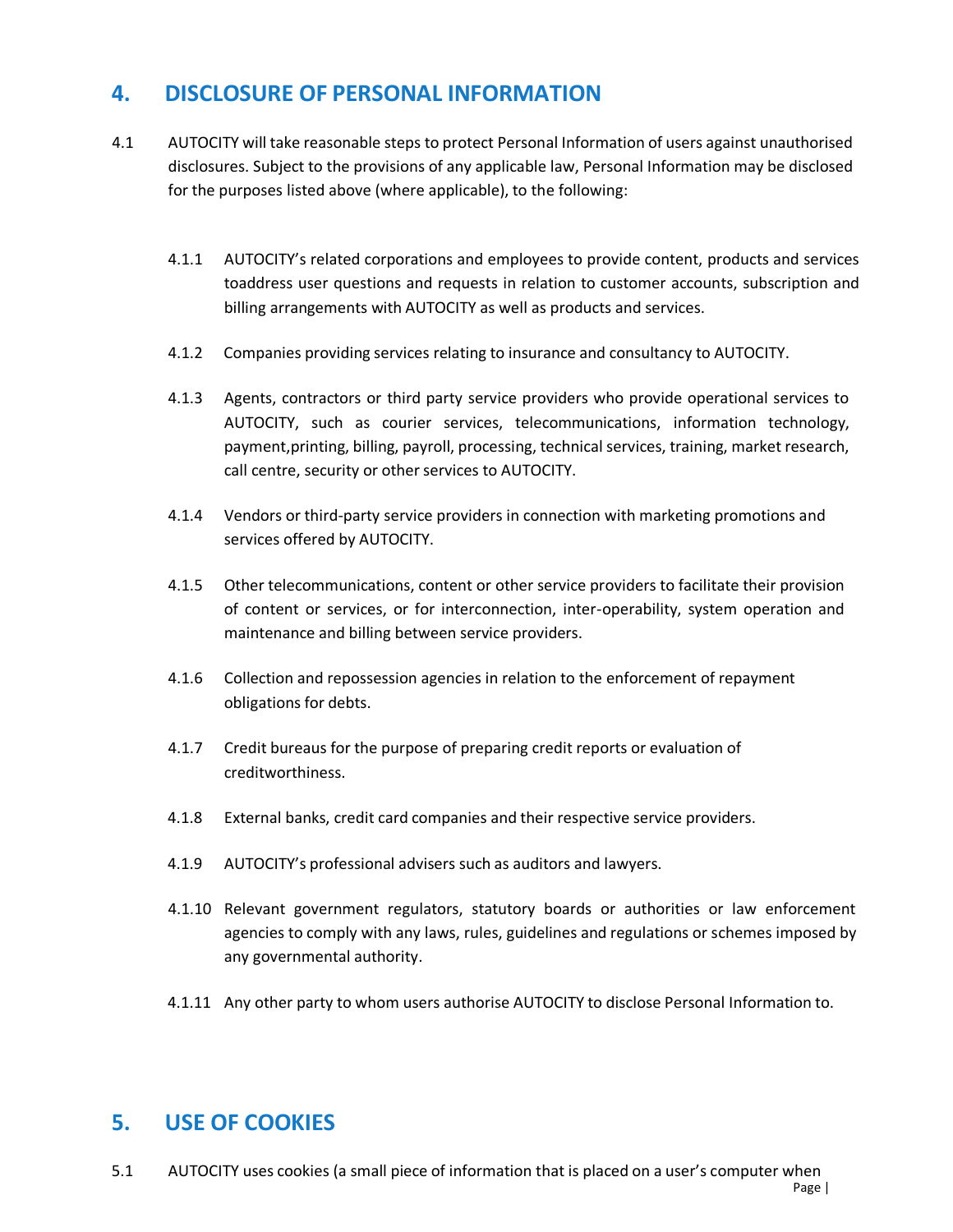## 4. DISCLOSURE OF PERSONAL INFORMATION

4.1 AUTOCITY will take reasonable steps to protect Personal Information of users against unauthorised disclosures. Subject to the provisions of any applicable law, Personal Information may be disclosed for the purposes listed above (where applicable), to the following:

4.1.1 AUTOCITY's related corporations and employees to provide content, products and services toaddress user questions and requests in relation to customer accounts, subscription and billing arrangements with AUTOCITY as well as products and services.

4.1.2 Companies providing services relating to insurance and consultancy to AUTOCITY.

4.1.3 Agents, contractors or third party service providers who provide operational services to AUTOCITY, such as courier services, telecommunications, information technology, payment,printing, billing, payroll, processing, technical services, training, market research, call centre, security or other services to AUTOCITY.

4.1.4 Vendors or third-party service providers in connection with marketing promotions and services offered by AUTOCITY.

4.1.5 Other telecommunications, content or other service providers to facilitate their provision of content or services, or for interconnection, inter-operability, system operation and maintenance and billing between service providers.

4.1.6 Collection and repossession agencies in relation to the enforcement of repayment obligations for debts.

4.1.7 Credit bureaus for the purpose of preparing credit reports or evaluation of creditworthiness.

4.1.8 External banks, credit card companies and their respective service providers.

4.1.9 AUTOCITY's professional advisers such as auditors and lawyers.

4.1.10 Relevant government regulators, statutory boards or authorities or law enforcement agencies to comply with any laws, rules, guidelines and regulations or schemes imposed by any governmental authority.

4.1.11 Any other party to whom users authorise AUTOCITY to disclose Personal Information to.

## 5. USE OF COOKIES

5.1 AUTOCITY uses cookies (a small piece of information that is placed on a user's computer when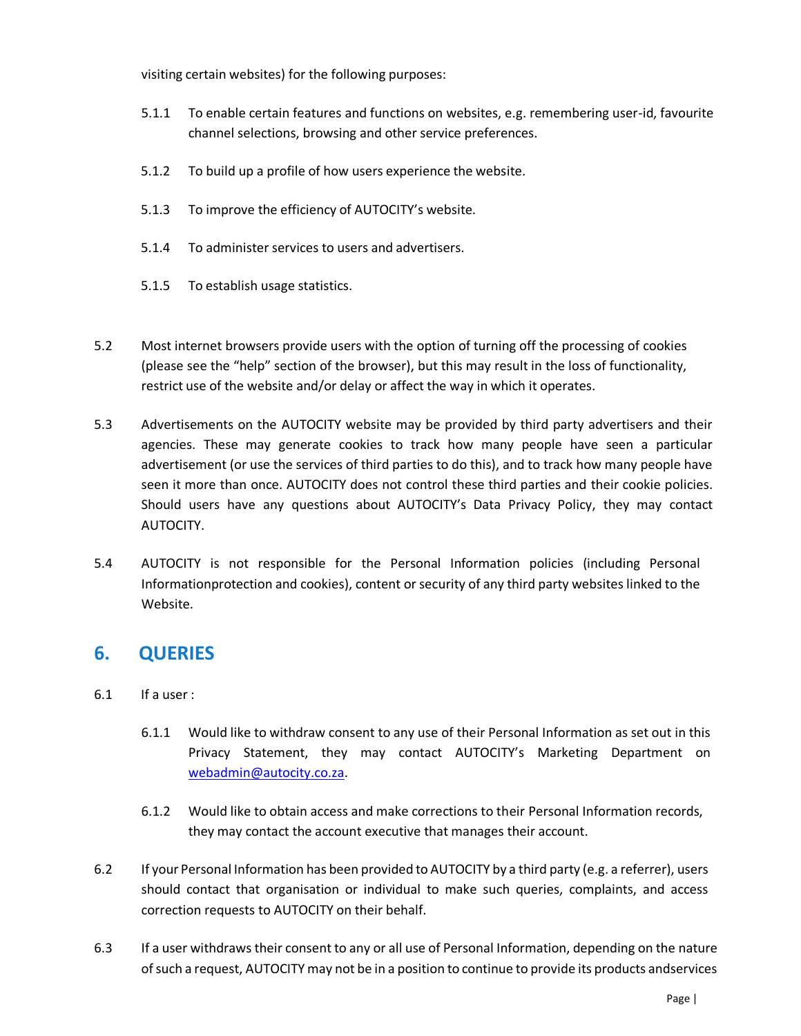visiting certain websites) for the following purposes:

5.1.1 To enable certain features and functions on websites, e.g. remembering user-id, favourite channel selections, browsing and other service preferences.

5.1.2 To build up a profile of how users experience the website.

5.1.3 To improve the efficiency of AUTOCITY's website.

5.1.4 To administer services to users and advertisers.

5.1.5 To establish usage statistics.

5.2 Most internet browsers provide users with the option of turning off the processing of cookies (please see the "help" section of the browser), but this may result in the loss of functionality, restrict use of the website and/or delay or affect the way in which it operates.

5.3 Advertisements on the AUTOCITY website may be provided by third party advertisers and their agencies. These may generate cookies to track how many people have seen a particular advertisement (or use the services of third parties to do this), and to track how many people have seen it more than once. AUTOCITY does not control these third parties and their cookie policies. Should users have any questions about AUTOCITY's Data Privacy Policy, they may contact AUTOCITY.

5.4 AUTOCITY is not responsible for the Personal Information policies (including Personal Informationprotection and cookies), content or security of any third party websites linked to the Website.

## 6. QUERIES

6.1 If a user :

6.1.1 Would like to withdraw consent to any use of their Personal Information as set out in this Privacy Statement, they may contact AUTOCITY's Marketing Department on webadmin@autocity.co.za.

6.1.2 Would like to obtain access and make corrections to their Personal Information records, they may contact the account executive that manages their account.

6.2 If your Personal Information has been provided to AUTOCITY by a third party (e.g. a referrer), users should contact that organisation or individual to make such queries, complaints, and access correction requests to AUTOCITY on their behalf.

6.3 If a user withdraws their consent to any or all use of Personal Information, depending on the nature of such a request, AUTOCITY may not be in a position to continue to provide its products andservices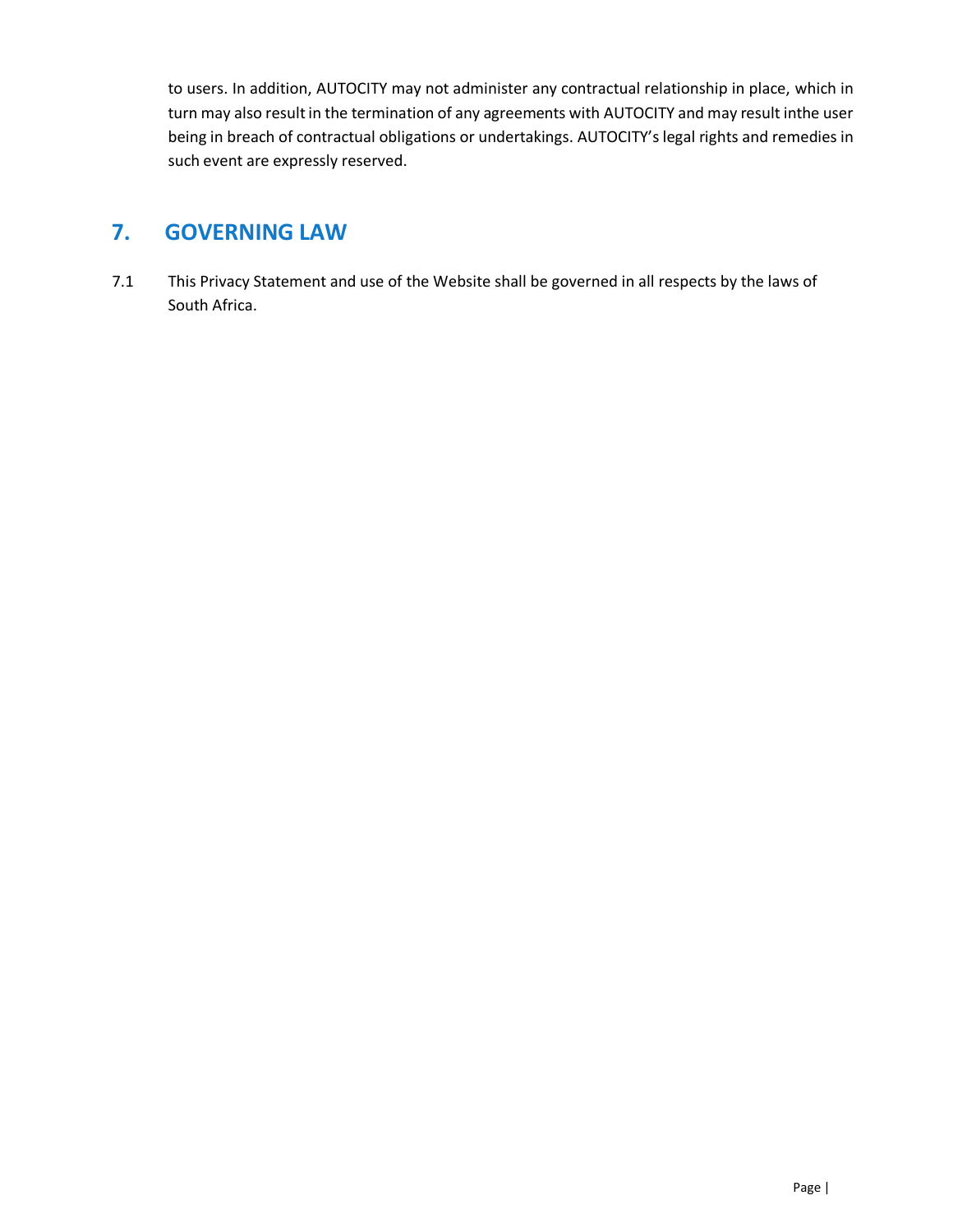to users. In addition, AUTOCITY may not administer any contractual relationship in place, which in turn may also result in the termination of any agreements with AUTOCITY and may result inthe user being in breach of contractual obligations or undertakings. AUTOCITY's legal rights and remedies in such event are expressly reserved.

## 7. GOVERNING LAW

7.1 This Privacy Statement and use of the Website shall be governed in all respects by the laws of South Africa.